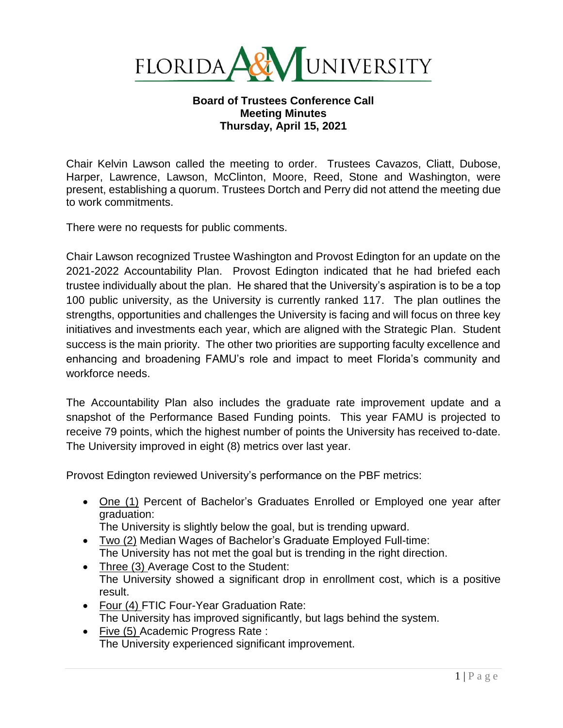# FLORIDA A&M UNIVERSITY

**Board of Trustees Conference Call**
**Meeting Minutes**
**Thursday, April 15, 2021**

Chair Kelvin Lawson called the meeting to order. Trustees Cavazos, Cliatt, Dubose, Harper, Lawrence, Lawson, McClinton, Moore, Reed, Stone and Washington, were present, establishing a quorum. Trustees Dortch and Perry did not attend the meeting due to work commitments.

There were no requests for public comments.

Chair Lawson recognized Trustee Washington and Provost Edington for an update on the 2021-2022 Accountability Plan. Provost Edington indicated that he had briefed each trustee individually about the plan. He shared that the University's aspiration is to be a top 100 public university, as the University is currently ranked 117. The plan outlines the strengths, opportunities and challenges the University is facing and will focus on three key initiatives and investments each year, which are aligned with the Strategic Plan. Student success is the main priority. The other two priorities are supporting faculty excellence and enhancing and broadening FAMU's role and impact to meet Florida's community and workforce needs.

The Accountability Plan also includes the graduate rate improvement update and a snapshot of the Performance Based Funding points. This year FAMU is projected to receive 79 points, which the highest number of points the University has received to-date. The University improved in eight (8) metrics over last year.

Provost Edington reviewed University's performance on the PBF metrics:

- One (1) Percent of Bachelor's Graduates Enrolled or Employed one year after graduation:
  The University is slightly below the goal, but is trending upward.
- Two (2) Median Wages of Bachelor's Graduate Employed Full-time:
  The University has not met the goal but is trending in the right direction.
- Three (3) Average Cost to the Student:
  The University showed a significant drop in enrollment cost, which is a positive result.
- Four (4) FTIC Four-Year Graduation Rate:
  The University has improved significantly, but lags behind the system.
- Five (5) Academic Progress Rate :
  The University experienced significant improvement.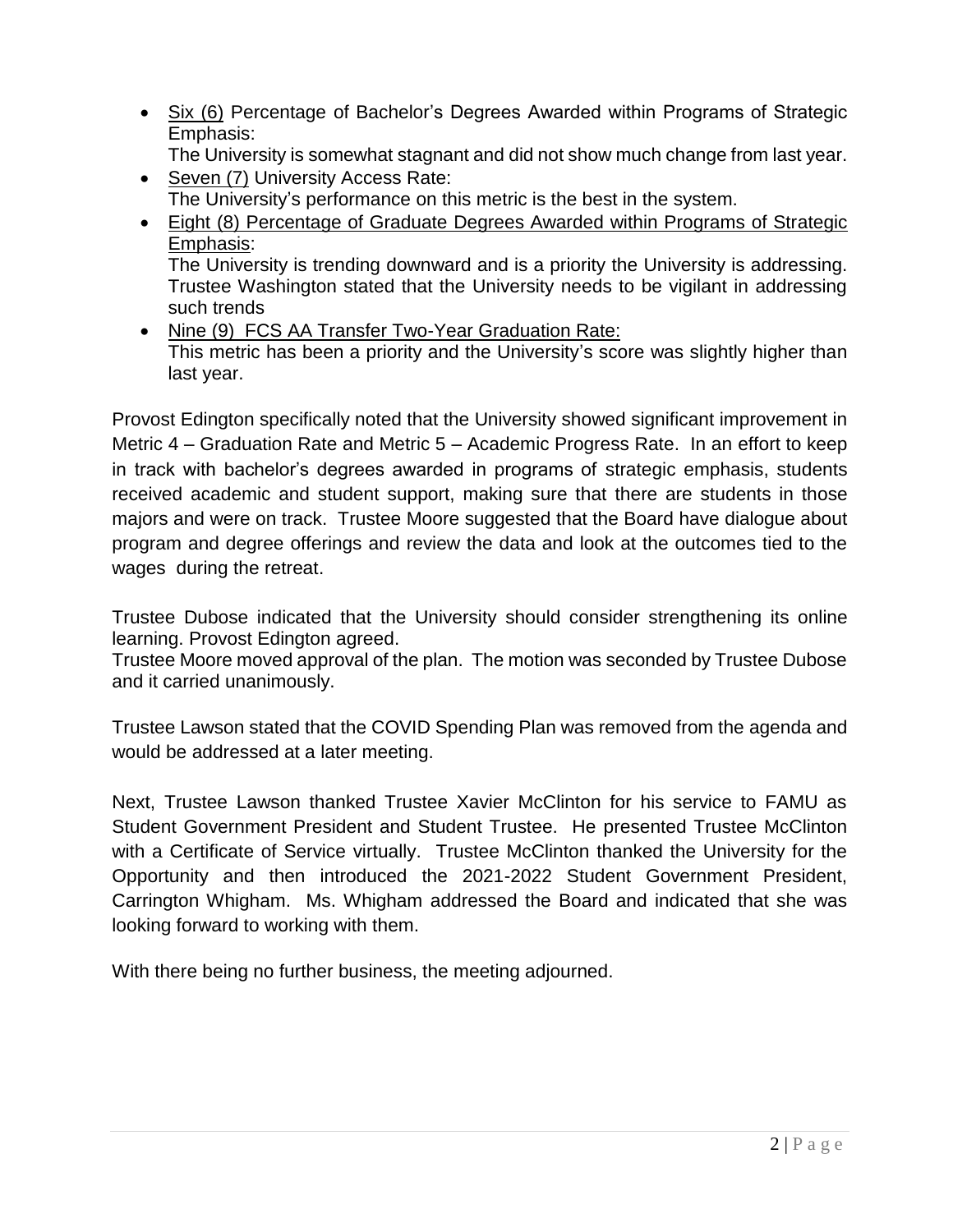- Six (6) Percentage of Bachelor's Degrees Awarded within Programs of Strategic Emphasis:
  The University is somewhat stagnant and did not show much change from last year.
- Seven (7) University Access Rate:
  The University's performance on this metric is the best in the system.
- Eight (8) Percentage of Graduate Degrees Awarded within Programs of Strategic Emphasis:
  The University is trending downward and is a priority the University is addressing. Trustee Washington stated that the University needs to be vigilant in addressing such trends
- Nine (9) FCS AA Transfer Two-Year Graduation Rate:
  This metric has been a priority and the University's score was slightly higher than last year.

Provost Edington specifically noted that the University showed significant improvement in Metric 4 – Graduation Rate and Metric 5 – Academic Progress Rate. In an effort to keep in track with bachelor's degrees awarded in programs of strategic emphasis, students received academic and student support, making sure that there are students in those majors and were on track. Trustee Moore suggested that the Board have dialogue about program and degree offerings and review the data and look at the outcomes tied to the wages during the retreat.

Trustee Dubose indicated that the University should consider strengthening its online learning. Provost Edington agreed.
Trustee Moore moved approval of the plan. The motion was seconded by Trustee Dubose and it carried unanimously.

Trustee Lawson stated that the COVID Spending Plan was removed from the agenda and would be addressed at a later meeting.

Next, Trustee Lawson thanked Trustee Xavier McClinton for his service to FAMU as Student Government President and Student Trustee. He presented Trustee McClinton with a Certificate of Service virtually. Trustee McClinton thanked the University for the Opportunity and then introduced the 2021-2022 Student Government President, Carrington Whigham. Ms. Whigham addressed the Board and indicated that she was looking forward to working with them.

With there being no further business, the meeting adjourned.